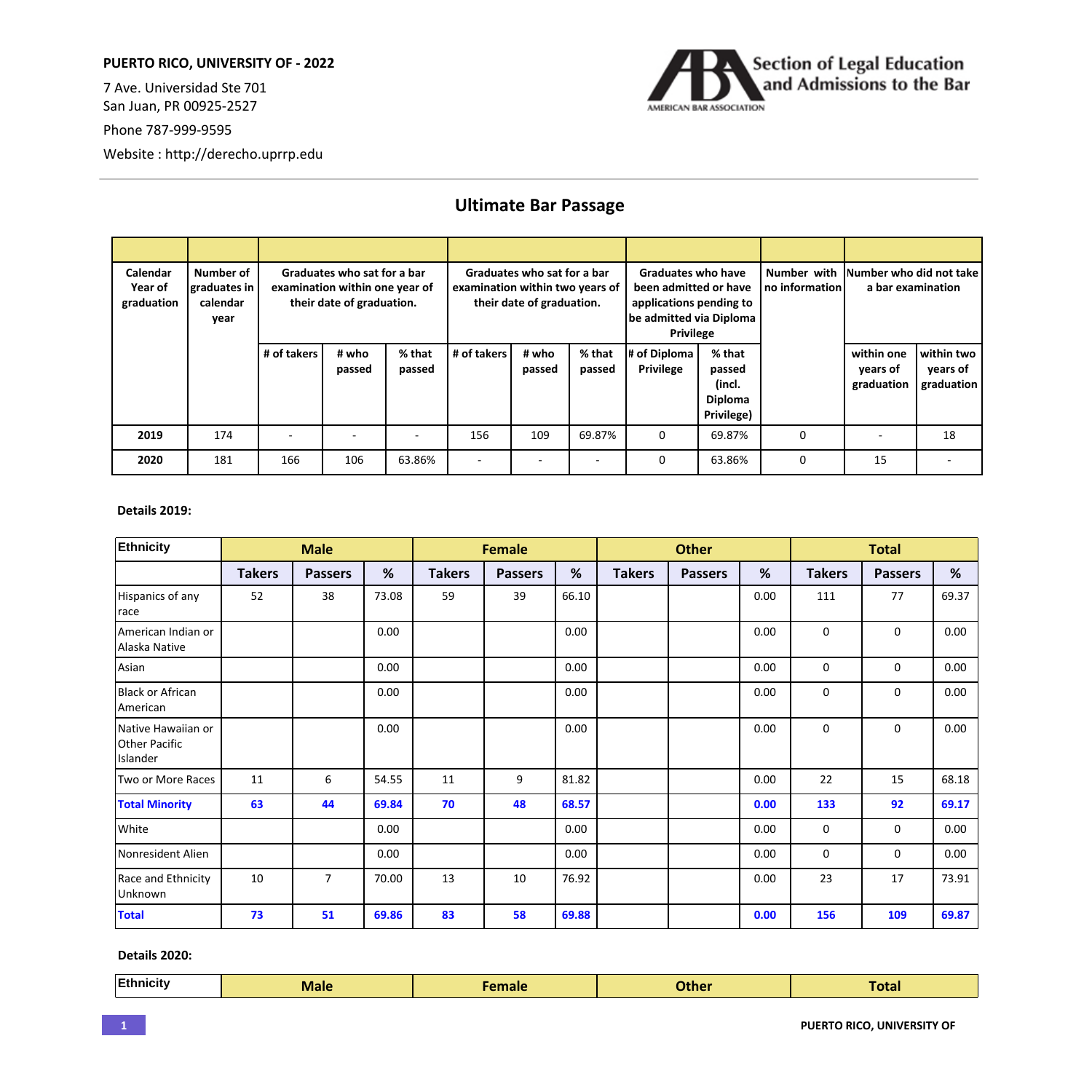**PUERTO RICO, UNIVERSITY OF - 2022**

7 Ave. Universidad Ste 701
San Juan, PR 00925-2527

Phone 787-999-9595

Website : http://derecho.uprrp.edu

Section of Legal Education and Admissions to the Bar
AMERICAN BAR ASSOCIATION

## Ultimate Bar Passage

| Calendar Year of graduation | Number of graduates in calendar year | Graduates who sat for a bar examination within one year of their date of graduation. | | | Graduates who sat for a bar examination within two years of their date of graduation. | | | Graduates who have been admitted or have applications pending to be admitted via Diploma Privilege | | Number with no information | Number who did not take a bar examination | |
|---|---|---|---|---|---|---|---|---|---|---|---|---|
| | | # of takers | # who passed | % that passed | # of takers | # who passed | % that passed | # of Diploma Privilege | % that passed (incl. Diploma Privilege) | | within one years of graduation | within two years of graduation |
| **2019** | 174 | - | - | - | 156 | 109 | 69.87% | 0 | 69.87% | 0 | - | 18 |
| **2020** | 181 | 166 | 106 | 63.86% | - | - | - | 0 | 63.86% | 0 | 15 | - |

**Details 2019:**

| Ethnicity | Male | | | Female | | | Other | | | Total | | |
|---|---|---|---|---|---|---|---|---|---|---|---|---|
| | Takers | Passers | % | Takers | Passers | % | Takers | Passers | % | Takers | Passers | % |
| Hispanics of any race | 52 | 38 | 73.08 | 59 | 39 | 66.10 | | | 0.00 | 111 | 77 | 69.37 |
| American Indian or Alaska Native | | | 0.00 | | | 0.00 | | | 0.00 | 0 | 0 | 0.00 |
| Asian | | | 0.00 | | | 0.00 | | | 0.00 | 0 | 0 | 0.00 |
| Black or African American | | | 0.00 | | | 0.00 | | | 0.00 | 0 | 0 | 0.00 |
| Native Hawaiian or Other Pacific Islander | | | 0.00 | | | 0.00 | | | 0.00 | 0 | 0 | 0.00 |
| Two or More Races | 11 | 6 | 54.55 | 11 | 9 | 81.82 | | | 0.00 | 22 | 15 | 68.18 |
| **Total Minority** | **63** | **44** | **69.84** | **70** | **48** | **68.57** | | | **0.00** | **133** | **92** | **69.17** |
| White | | | 0.00 | | | 0.00 | | | 0.00 | 0 | 0 | 0.00 |
| Nonresident Alien | | | 0.00 | | | 0.00 | | | 0.00 | 0 | 0 | 0.00 |
| Race and Ethnicity Unknown | 10 | 7 | 70.00 | 13 | 10 | 76.92 | | | 0.00 | 23 | 17 | 73.91 |
| **Total** | **73** | **51** | **69.86** | **83** | **58** | **69.88** | | | **0.00** | **156** | **109** | **69.87** |

**Details 2020:**

| Ethnicity | Male | Female | Other | Total |
|---|---|---|---|---|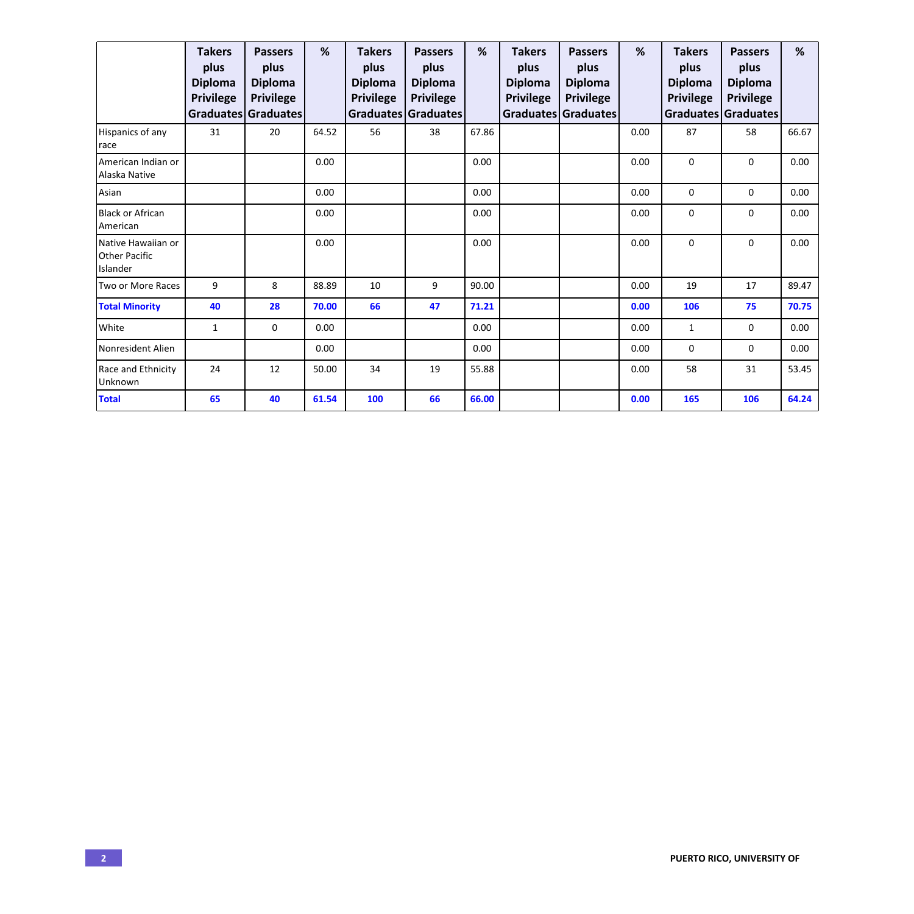| | Takers plus Diploma Privilege Graduates | Passers plus Diploma Privilege Graduates | % | Takers plus Diploma Privilege Graduates | Passers plus Diploma Privilege Graduates | % | Takers plus Diploma Privilege Graduates | Passers plus Diploma Privilege Graduates | % | Takers plus Diploma Privilege Graduates | Passers plus Diploma Privilege Graduates | % |
|---|---|---|---|---|---|---|---|---|---|---|---|---|
| Hispanics of any race | 31 | 20 | 64.52 | 56 | 38 | 67.86 | | | 0.00 | 87 | 58 | 66.67 |
| American Indian or Alaska Native | | | 0.00 | | | 0.00 | | | 0.00 | 0 | 0 | 0.00 |
| Asian | | | 0.00 | | | 0.00 | | | 0.00 | 0 | 0 | 0.00 |
| Black or African American | | | 0.00 | | | 0.00 | | | 0.00 | 0 | 0 | 0.00 |
| Native Hawaiian or Other Pacific Islander | | | 0.00 | | | 0.00 | | | 0.00 | 0 | 0 | 0.00 |
| Two or More Races | 9 | 8 | 88.89 | 10 | 9 | 90.00 | | | 0.00 | 19 | 17 | 89.47 |
| **Total Minority** | **40** | **28** | **70.00** | **66** | **47** | **71.21** | | | **0.00** | **106** | **75** | **70.75** |
| White | 1 | 0 | 0.00 | | | 0.00 | | | 0.00 | 1 | 0 | 0.00 |
| Nonresident Alien | | | 0.00 | | | 0.00 | | | 0.00 | 0 | 0 | 0.00 |
| Race and Ethnicity Unknown | 24 | 12 | 50.00 | 34 | 19 | 55.88 | | | 0.00 | 58 | 31 | 53.45 |
| **Total** | **65** | **40** | **61.54** | **100** | **66** | **66.00** | | | **0.00** | **165** | **106** | **64.24** |